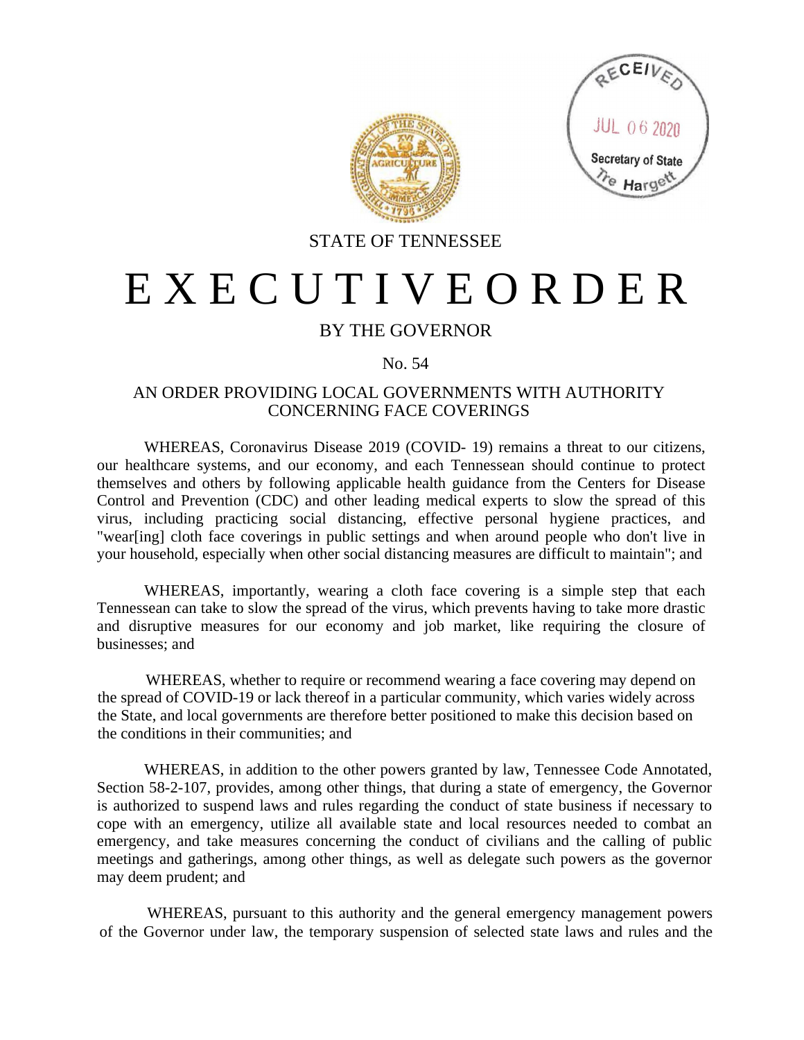RECEIVED

JUL 06 2020

Secretary of State
Tre Hargett

STATE OF TENNESSEE

# E X E C U T I V E O R D E R

BY THE GOVERNOR

No. 54

## AN ORDER PROVIDING LOCAL GOVERNMENTS WITH AUTHORITY CONCERNING FACE COVERINGS

WHEREAS, Coronavirus Disease 2019 (COVID- 19) remains a threat to our citizens, our healthcare systems, and our economy, and each Tennessean should continue to protect themselves and others by following applicable health guidance from the Centers for Disease Control and Prevention (CDC) and other leading medical experts to slow the spread of this virus, including practicing social distancing, effective personal hygiene practices, and "wear[ing] cloth face coverings in public settings and when around people who don't live in your household, especially when other social distancing measures are difficult to maintain"; and

WHEREAS, importantly, wearing a cloth face covering is a simple step that each Tennessean can take to slow the spread of the virus, which prevents having to take more drastic and disruptive measures for our economy and job market, like requiring the closure of businesses; and

WHEREAS, whether to require or recommend wearing a face covering may depend on the spread of COVID-19 or lack thereof in a particular community, which varies widely across the State, and local governments are therefore better positioned to make this decision based on the conditions in their communities; and

WHEREAS, in addition to the other powers granted by law, Tennessee Code Annotated, Section 58-2-107, provides, among other things, that during a state of emergency, the Governor is authorized to suspend laws and rules regarding the conduct of state business if necessary to cope with an emergency, utilize all available state and local resources needed to combat an emergency, and take measures concerning the conduct of civilians and the calling of public meetings and gatherings, among other things, as well as delegate such powers as the governor may deem prudent; and

WHEREAS, pursuant to this authority and the general emergency management powers of the Governor under law, the temporary suspension of selected state laws and rules and the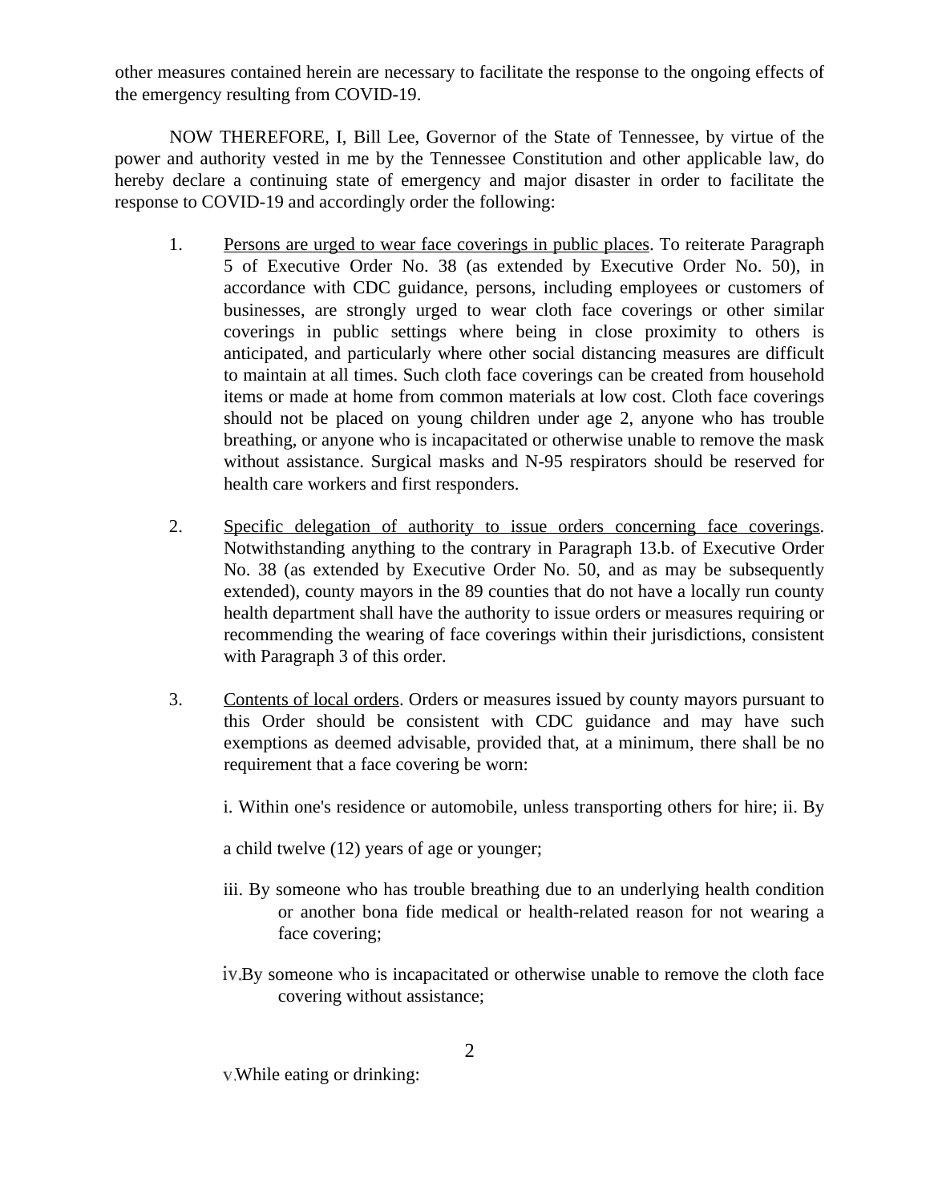other measures contained herein are necessary to facilitate the response to the ongoing effects of the emergency resulting from COVID-19.

NOW THEREFORE, I, Bill Lee, Governor of the State of Tennessee, by virtue of the power and authority vested in me by the Tennessee Constitution and other applicable law, do hereby declare a continuing state of emergency and major disaster in order to facilitate the response to COVID-19 and accordingly order the following:

1. Persons are urged to wear face coverings in public places. To reiterate Paragraph 5 of Executive Order No. 38 (as extended by Executive Order No. 50), in accordance with CDC guidance, persons, including employees or customers of businesses, are strongly urged to wear cloth face coverings or other similar coverings in public settings where being in close proximity to others is anticipated, and particularly where other social distancing measures are difficult to maintain at all times. Such cloth face coverings can be created from household items or made at home from common materials at low cost. Cloth face coverings should not be placed on young children under age 2, anyone who has trouble breathing, or anyone who is incapacitated or otherwise unable to remove the mask without assistance. Surgical masks and N-95 respirators should be reserved for health care workers and first responders.

2. Specific delegation of authority to issue orders concerning face coverings. Notwithstanding anything to the contrary in Paragraph 13.b. of Executive Order No. 38 (as extended by Executive Order No. 50, and as may be subsequently extended), county mayors in the 89 counties that do not have a locally run county health department shall have the authority to issue orders or measures requiring or recommending the wearing of face coverings within their jurisdictions, consistent with Paragraph 3 of this order.

3. Contents of local orders. Orders or measures issued by county mayors pursuant to this Order should be consistent with CDC guidance and may have such exemptions as deemed advisable, provided that, at a minimum, there shall be no requirement that a face covering be worn:

   i. Within one's residence or automobile, unless transporting others for hire;

   ii. By a child twelve (12) years of age or younger;

   iii. By someone who has trouble breathing due to an underlying health condition or another bona fide medical or health-related reason for not wearing a face covering;

   iv. By someone who is incapacitated or otherwise unable to remove the cloth face covering without assistance;

   v. While eating or drinking: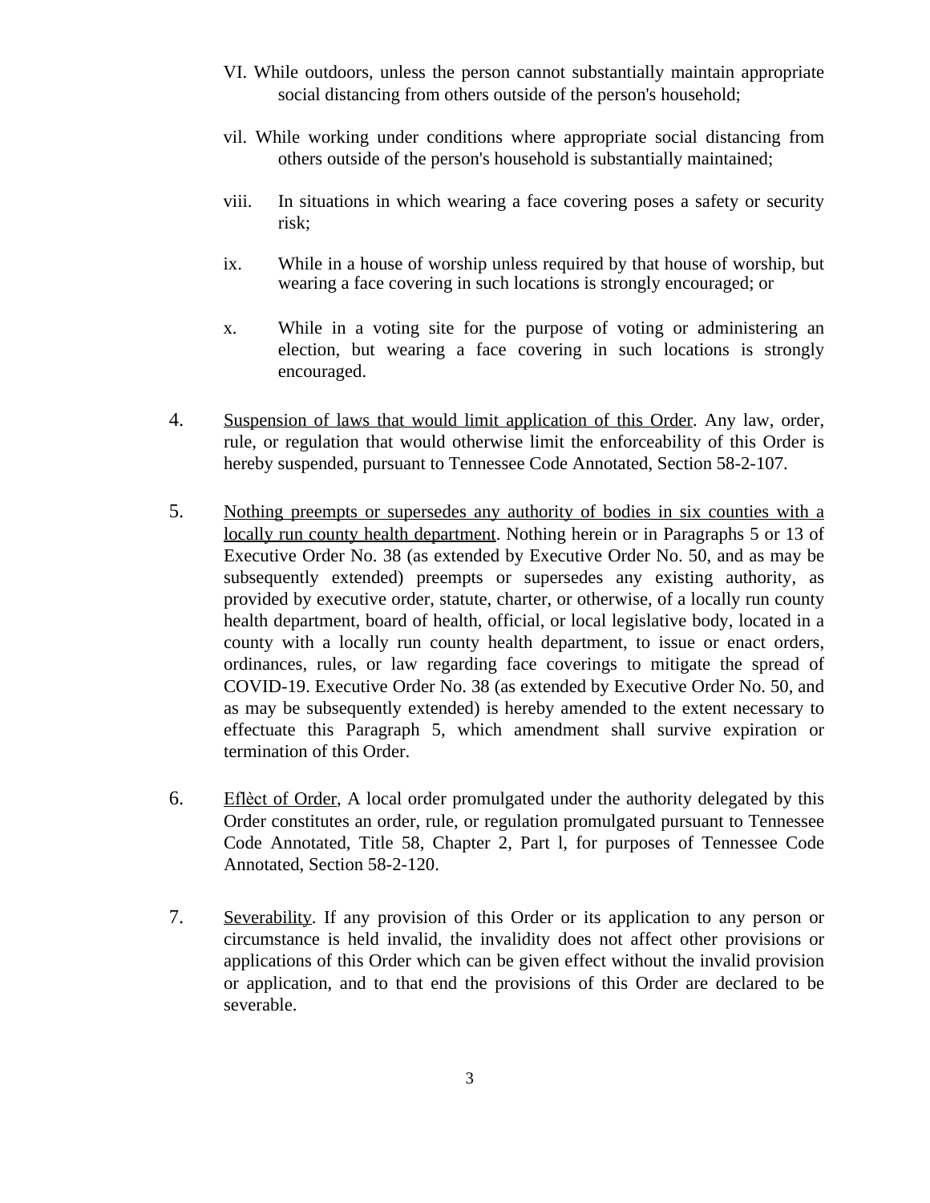VI. While outdoors, unless the person cannot substantially maintain appropriate social distancing from others outside of the person's household;

vil. While working under conditions where appropriate social distancing from others outside of the person's household is substantially maintained;

viii. In situations in which wearing a face covering poses a safety or security risk;

ix. While in a house of worship unless required by that house of worship, but wearing a face covering in such locations is strongly encouraged; or

x. While in a voting site for the purpose of voting or administering an election, but wearing a face covering in such locations is strongly encouraged.

4. Suspension of laws that would limit application of this Order. Any law, order, rule, or regulation that would otherwise limit the enforceability of this Order is hereby suspended, pursuant to Tennessee Code Annotated, Section 58-2-107.

5. Nothing preempts or supersedes any authority of bodies in six counties with a locally run county health department. Nothing herein or in Paragraphs 5 or 13 of Executive Order No. 38 (as extended by Executive Order No. 50, and as may be subsequently extended) preempts or supersedes any existing authority, as provided by executive order, statute, charter, or otherwise, of a locally run county health department, board of health, official, or local legislative body, located in a county with a locally run county health department, to issue or enact orders, ordinances, rules, or law regarding face coverings to mitigate the spread of COVID-19. Executive Order No. 38 (as extended by Executive Order No. 50, and as may be subsequently extended) is hereby amended to the extent necessary to effectuate this Paragraph 5, which amendment shall survive expiration or termination of this Order.

6. Eflèct of Order, A local order promulgated under the authority delegated by this Order constitutes an order, rule, or regulation promulgated pursuant to Tennessee Code Annotated, Title 58, Chapter 2, Part l, for purposes of Tennessee Code Annotated, Section 58-2-120.

7. Severability. If any provision of this Order or its application to any person or circumstance is held invalid, the invalidity does not affect other provisions or applications of this Order which can be given effect without the invalid provision or application, and to that end the provisions of this Order are declared to be severable.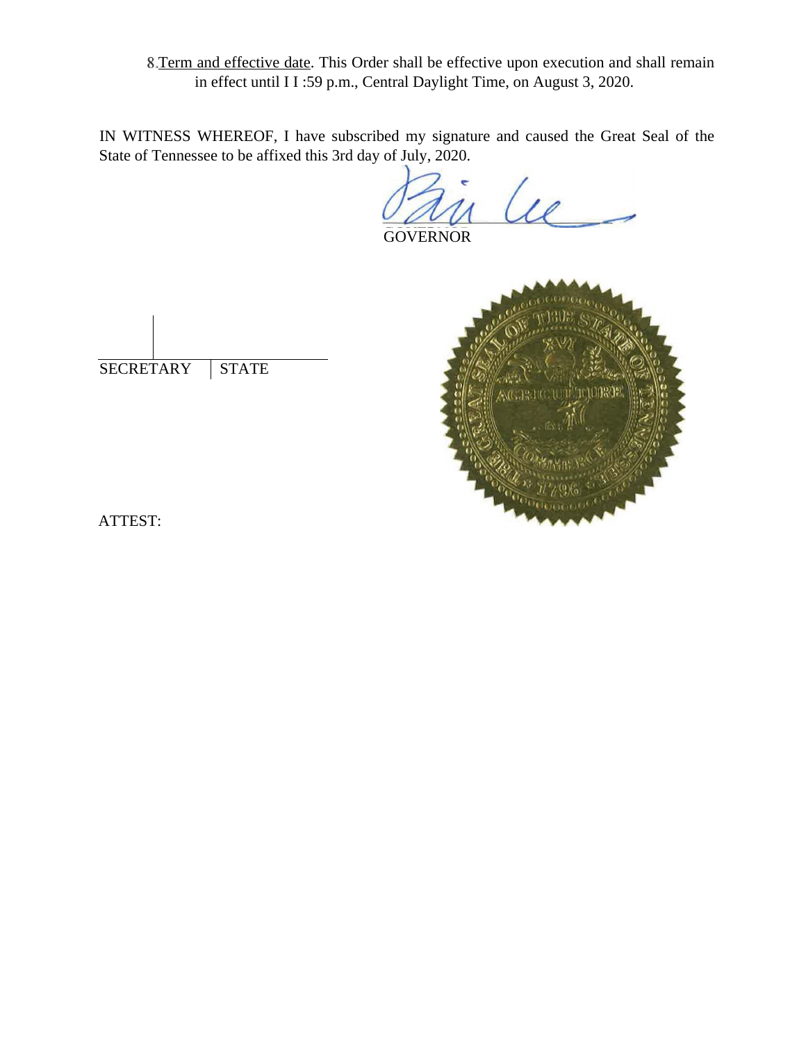8. Term and effective date. This Order shall be effective upon execution and shall remain in effect until 11:59 p.m., Central Daylight Time, on August 3, 2020.

IN WITNESS WHEREOF, I have subscribed my signature and caused the Great Seal of the State of Tennessee to be affixed this 3rd day of July, 2020.

GOVERNOR

SECRETARY STATE

ATTEST: